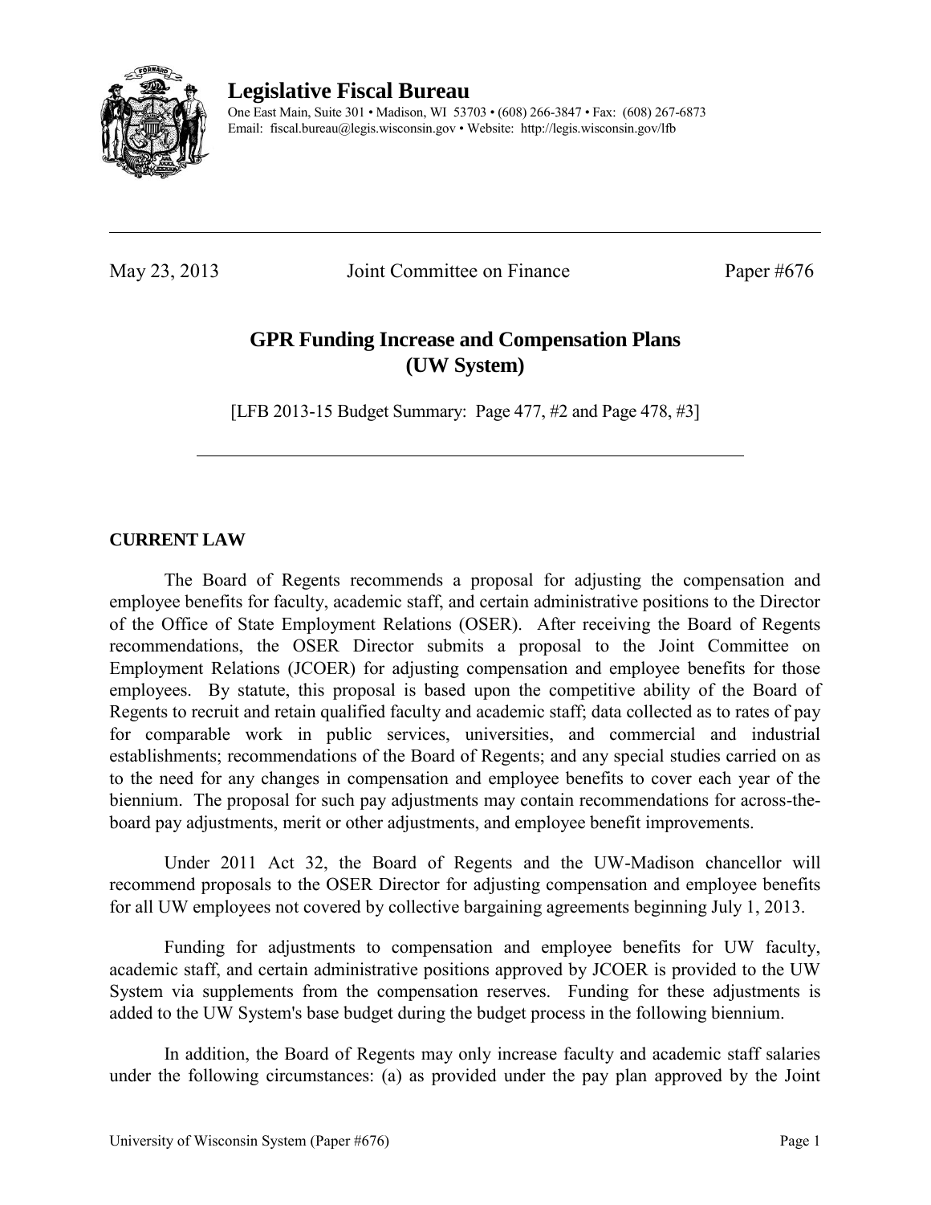# Legislative Fiscal Bureau

One East Main, Suite 301 • Madison, WI 53703 • (608) 266-3847 • Fax: (608) 267-6873
Email: fiscal.bureau@legis.wisconsin.gov • Website: http://legis.wisconsin.gov/lfb

---

May 23, 2013 Joint Committee on Finance Paper #676

## GPR Funding Increase and Compensation Plans (UW System)

[LFB 2013-15 Budget Summary: Page 477, #2 and Page 478, #3]

---

### CURRENT LAW

The Board of Regents recommends a proposal for adjusting the compensation and employee benefits for faculty, academic staff, and certain administrative positions to the Director of the Office of State Employment Relations (OSER). After receiving the Board of Regents recommendations, the OSER Director submits a proposal to the Joint Committee on Employment Relations (JCOER) for adjusting compensation and employee benefits for those employees. By statute, this proposal is based upon the competitive ability of the Board of Regents to recruit and retain qualified faculty and academic staff; data collected as to rates of pay for comparable work in public services, universities, and commercial and industrial establishments; recommendations of the Board of Regents; and any special studies carried on as to the need for any changes in compensation and employee benefits to cover each year of the biennium. The proposal for such pay adjustments may contain recommendations for across-the-board pay adjustments, merit or other adjustments, and employee benefit improvements.

Under 2011 Act 32, the Board of Regents and the UW-Madison chancellor will recommend proposals to the OSER Director for adjusting compensation and employee benefits for all UW employees not covered by collective bargaining agreements beginning July 1, 2013.

Funding for adjustments to compensation and employee benefits for UW faculty, academic staff, and certain administrative positions approved by JCOER is provided to the UW System via supplements from the compensation reserves. Funding for these adjustments is added to the UW System's base budget during the budget process in the following biennium.

In addition, the Board of Regents may only increase faculty and academic staff salaries under the following circumstances: (a) as provided under the pay plan approved by the Joint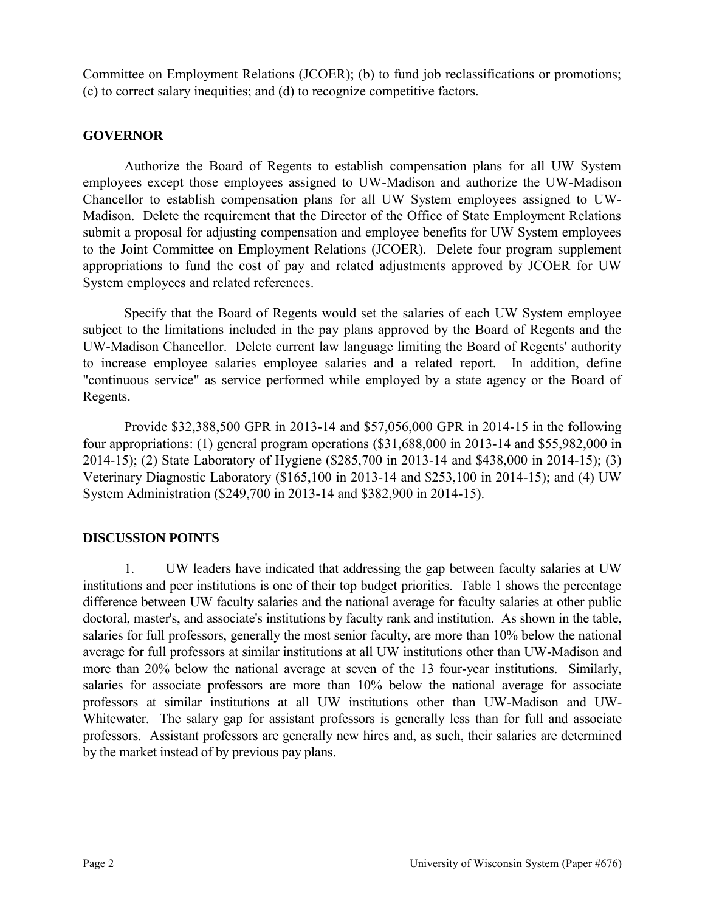Committee on Employment Relations (JCOER); (b) to fund job reclassifications or promotions; (c) to correct salary inequities; and (d) to recognize competitive factors.

**GOVERNOR**

Authorize the Board of Regents to establish compensation plans for all UW System employees except those employees assigned to UW-Madison and authorize the UW-Madison Chancellor to establish compensation plans for all UW System employees assigned to UW-Madison. Delete the requirement that the Director of the Office of State Employment Relations submit a proposal for adjusting compensation and employee benefits for UW System employees to the Joint Committee on Employment Relations (JCOER). Delete four program supplement appropriations to fund the cost of pay and related adjustments approved by JCOER for UW System employees and related references.

Specify that the Board of Regents would set the salaries of each UW System employee subject to the limitations included in the pay plans approved by the Board of Regents and the UW-Madison Chancellor. Delete current law language limiting the Board of Regents' authority to increase employee salaries employee salaries and a related report. In addition, define "continuous service" as service performed while employed by a state agency or the Board of Regents.

Provide $32,388,500 GPR in 2013-14 and $57,056,000 GPR in 2014-15 in the following four appropriations: (1) general program operations ($31,688,000 in 2013-14 and $55,982,000 in 2014-15); (2) State Laboratory of Hygiene ($285,700 in 2013-14 and $438,000 in 2014-15); (3) Veterinary Diagnostic Laboratory ($165,100 in 2013-14 and $253,100 in 2014-15); and (4) UW System Administration ($249,700 in 2013-14 and $382,900 in 2014-15).

**DISCUSSION POINTS**

1. UW leaders have indicated that addressing the gap between faculty salaries at UW institutions and peer institutions is one of their top budget priorities. Table 1 shows the percentage difference between UW faculty salaries and the national average for faculty salaries at other public doctoral, master's, and associate's institutions by faculty rank and institution. As shown in the table, salaries for full professors, generally the most senior faculty, are more than 10% below the national average for full professors at similar institutions at all UW institutions other than UW-Madison and more than 20% below the national average at seven of the 13 four-year institutions. Similarly, salaries for associate professors are more than 10% below the national average for associate professors at similar institutions at all UW institutions other than UW-Madison and UW-Whitewater. The salary gap for assistant professors is generally less than for full and associate professors. Assistant professors are generally new hires and, as such, their salaries are determined by the market instead of by previous pay plans.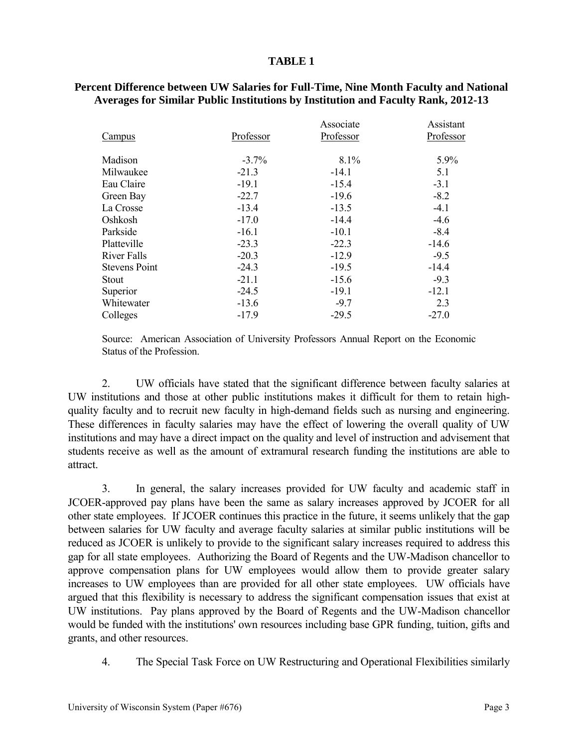**TABLE 1**

**Percent Difference between UW Salaries for Full-Time, Nine Month Faculty and National Averages for Similar Public Institutions by Institution and Faculty Rank, 2012-13**

| Campus | Professor | Associate Professor | Assistant Professor |
|---|---|---|---|
| Madison | -3.7% | 8.1% | 5.9% |
| Milwaukee | -21.3 | -14.1 | 5.1 |
| Eau Claire | -19.1 | -15.4 | -3.1 |
| Green Bay | -22.7 | -19.6 | -8.2 |
| La Crosse | -13.4 | -13.5 | -4.1 |
| Oshkosh | -17.0 | -14.4 | -4.6 |
| Parkside | -16.1 | -10.1 | -8.4 |
| Platteville | -23.3 | -22.3 | -14.6 |
| River Falls | -20.3 | -12.9 | -9.5 |
| Stevens Point | -24.3 | -19.5 | -14.4 |
| Stout | -21.1 | -15.6 | -9.3 |
| Superior | -24.5 | -19.1 | -12.1 |
| Whitewater | -13.6 | -9.7 | 2.3 |
| Colleges | -17.9 | -29.5 | -27.0 |

Source: American Association of University Professors Annual Report on the Economic Status of the Profession.

2. UW officials have stated that the significant difference between faculty salaries at UW institutions and those at other public institutions makes it difficult for them to retain high-quality faculty and to recruit new faculty in high-demand fields such as nursing and engineering. These differences in faculty salaries may have the effect of lowering the overall quality of UW institutions and may have a direct impact on the quality and level of instruction and advisement that students receive as well as the amount of extramural research funding the institutions are able to attract.

3. In general, the salary increases provided for UW faculty and academic staff in JCOER-approved pay plans have been the same as salary increases approved by JCOER for all other state employees. If JCOER continues this practice in the future, it seems unlikely that the gap between salaries for UW faculty and average faculty salaries at similar public institutions will be reduced as JCOER is unlikely to provide to the significant salary increases required to address this gap for all state employees. Authorizing the Board of Regents and the UW-Madison chancellor to approve compensation plans for UW employees would allow them to provide greater salary increases to UW employees than are provided for all other state employees. UW officials have argued that this flexibility is necessary to address the significant compensation issues that exist at UW institutions. Pay plans approved by the Board of Regents and the UW-Madison chancellor would be funded with the institutions' own resources including base GPR funding, tuition, gifts and grants, and other resources.

4. The Special Task Force on UW Restructuring and Operational Flexibilities similarly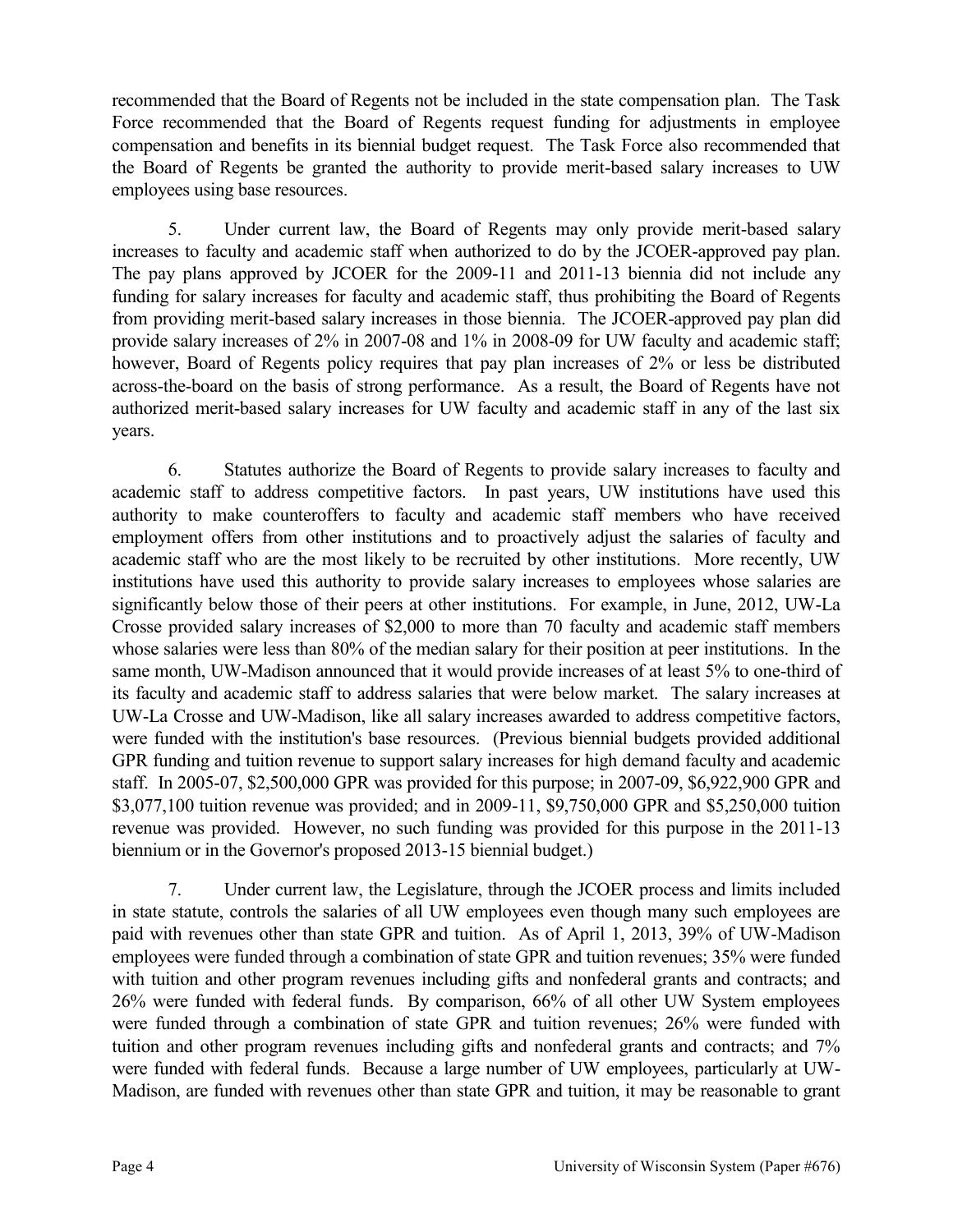recommended that the Board of Regents not be included in the state compensation plan. The Task Force recommended that the Board of Regents request funding for adjustments in employee compensation and benefits in its biennial budget request. The Task Force also recommended that the Board of Regents be granted the authority to provide merit-based salary increases to UW employees using base resources.

5. Under current law, the Board of Regents may only provide merit-based salary increases to faculty and academic staff when authorized to do by the JCOER-approved pay plan. The pay plans approved by JCOER for the 2009-11 and 2011-13 biennia did not include any funding for salary increases for faculty and academic staff, thus prohibiting the Board of Regents from providing merit-based salary increases in those biennia. The JCOER-approved pay plan did provide salary increases of 2% in 2007-08 and 1% in 2008-09 for UW faculty and academic staff; however, Board of Regents policy requires that pay plan increases of 2% or less be distributed across-the-board on the basis of strong performance. As a result, the Board of Regents have not authorized merit-based salary increases for UW faculty and academic staff in any of the last six years.

6. Statutes authorize the Board of Regents to provide salary increases to faculty and academic staff to address competitive factors. In past years, UW institutions have used this authority to make counteroffers to faculty and academic staff members who have received employment offers from other institutions and to proactively adjust the salaries of faculty and academic staff who are the most likely to be recruited by other institutions. More recently, UW institutions have used this authority to provide salary increases to employees whose salaries are significantly below those of their peers at other institutions. For example, in June, 2012, UW-La Crosse provided salary increases of $2,000 to more than 70 faculty and academic staff members whose salaries were less than 80% of the median salary for their position at peer institutions. In the same month, UW-Madison announced that it would provide increases of at least 5% to one-third of its faculty and academic staff to address salaries that were below market. The salary increases at UW-La Crosse and UW-Madison, like all salary increases awarded to address competitive factors, were funded with the institution's base resources. (Previous biennial budgets provided additional GPR funding and tuition revenue to support salary increases for high demand faculty and academic staff. In 2005-07, $2,500,000 GPR was provided for this purpose; in 2007-09, $6,922,900 GPR and $3,077,100 tuition revenue was provided; and in 2009-11, $9,750,000 GPR and $5,250,000 tuition revenue was provided. However, no such funding was provided for this purpose in the 2011-13 biennium or in the Governor's proposed 2013-15 biennial budget.)

7. Under current law, the Legislature, through the JCOER process and limits included in state statute, controls the salaries of all UW employees even though many such employees are paid with revenues other than state GPR and tuition. As of April 1, 2013, 39% of UW-Madison employees were funded through a combination of state GPR and tuition revenues; 35% were funded with tuition and other program revenues including gifts and nonfederal grants and contracts; and 26% were funded with federal funds. By comparison, 66% of all other UW System employees were funded through a combination of state GPR and tuition revenues; 26% were funded with tuition and other program revenues including gifts and nonfederal grants and contracts; and 7% were funded with federal funds. Because a large number of UW employees, particularly at UW-Madison, are funded with revenues other than state GPR and tuition, it may be reasonable to grant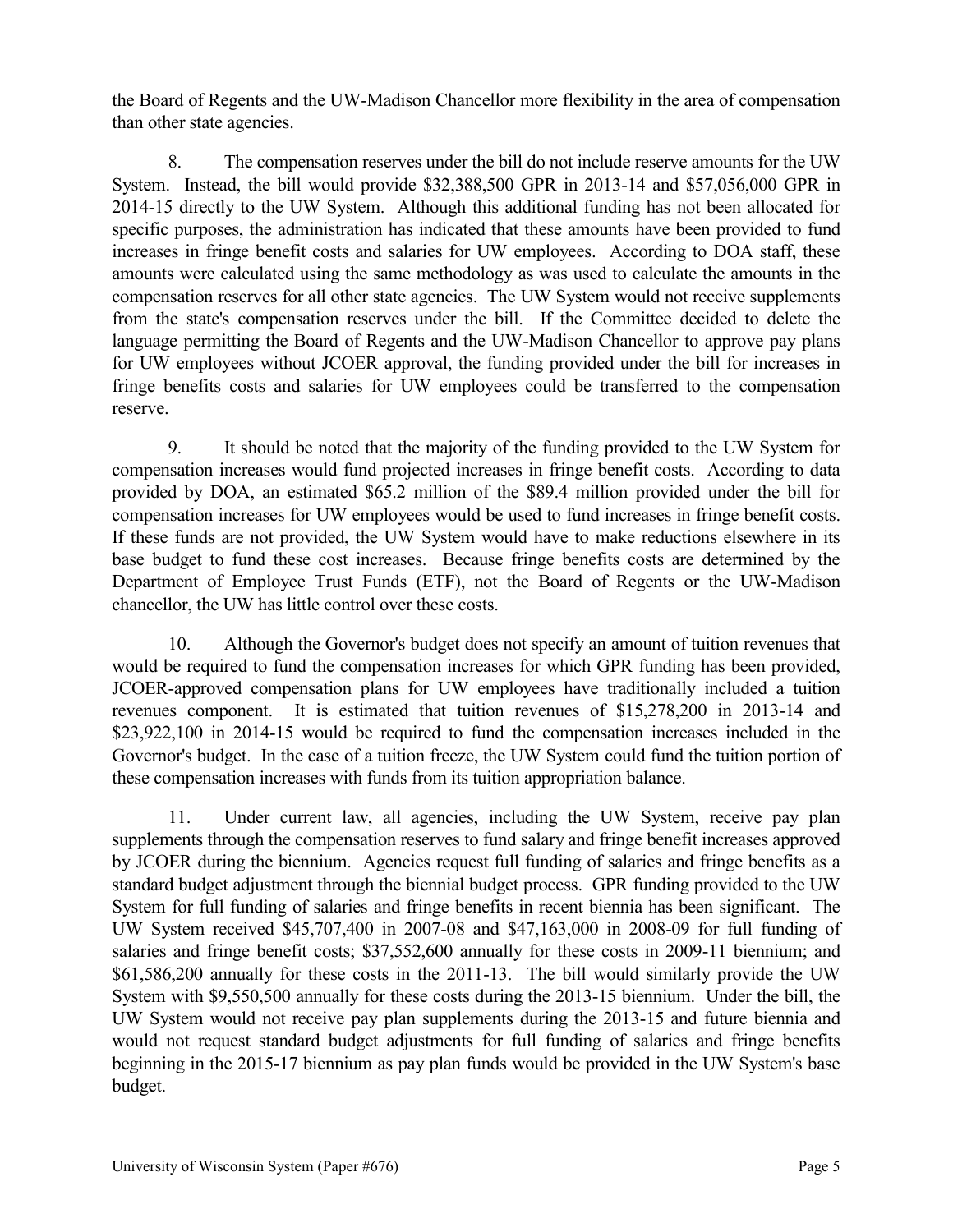the Board of Regents and the UW-Madison Chancellor more flexibility in the area of compensation than other state agencies.

8. The compensation reserves under the bill do not include reserve amounts for the UW System. Instead, the bill would provide $32,388,500 GPR in 2013-14 and $57,056,000 GPR in 2014-15 directly to the UW System. Although this additional funding has not been allocated for specific purposes, the administration has indicated that these amounts have been provided to fund increases in fringe benefit costs and salaries for UW employees. According to DOA staff, these amounts were calculated using the same methodology as was used to calculate the amounts in the compensation reserves for all other state agencies. The UW System would not receive supplements from the state's compensation reserves under the bill. If the Committee decided to delete the language permitting the Board of Regents and the UW-Madison Chancellor to approve pay plans for UW employees without JCOER approval, the funding provided under the bill for increases in fringe benefits costs and salaries for UW employees could be transferred to the compensation reserve.

9. It should be noted that the majority of the funding provided to the UW System for compensation increases would fund projected increases in fringe benefit costs. According to data provided by DOA, an estimated $65.2 million of the $89.4 million provided under the bill for compensation increases for UW employees would be used to fund increases in fringe benefit costs. If these funds are not provided, the UW System would have to make reductions elsewhere in its base budget to fund these cost increases. Because fringe benefits costs are determined by the Department of Employee Trust Funds (ETF), not the Board of Regents or the UW-Madison chancellor, the UW has little control over these costs.

10. Although the Governor's budget does not specify an amount of tuition revenues that would be required to fund the compensation increases for which GPR funding has been provided, JCOER-approved compensation plans for UW employees have traditionally included a tuition revenues component. It is estimated that tuition revenues of $15,278,200 in 2013-14 and $23,922,100 in 2014-15 would be required to fund the compensation increases included in the Governor's budget. In the case of a tuition freeze, the UW System could fund the tuition portion of these compensation increases with funds from its tuition appropriation balance.

11. Under current law, all agencies, including the UW System, receive pay plan supplements through the compensation reserves to fund salary and fringe benefit increases approved by JCOER during the biennium. Agencies request full funding of salaries and fringe benefits as a standard budget adjustment through the biennial budget process. GPR funding provided to the UW System for full funding of salaries and fringe benefits in recent biennia has been significant. The UW System received $45,707,400 in 2007-08 and $47,163,000 in 2008-09 for full funding of salaries and fringe benefit costs; $37,552,600 annually for these costs in 2009-11 biennium; and $61,586,200 annually for these costs in the 2011-13. The bill would similarly provide the UW System with $9,550,500 annually for these costs during the 2013-15 biennium. Under the bill, the UW System would not receive pay plan supplements during the 2013-15 and future biennia and would not request standard budget adjustments for full funding of salaries and fringe benefits beginning in the 2015-17 biennium as pay plan funds would be provided in the UW System's base budget.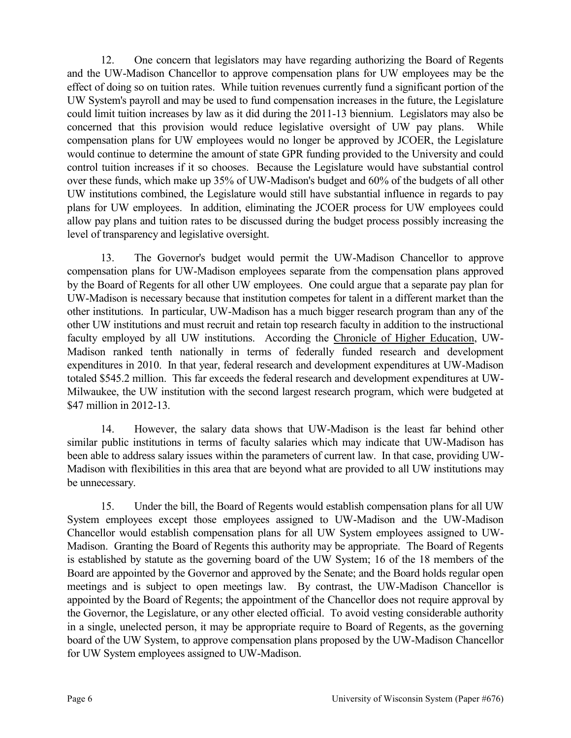12. One concern that legislators may have regarding authorizing the Board of Regents and the UW-Madison Chancellor to approve compensation plans for UW employees may be the effect of doing so on tuition rates. While tuition revenues currently fund a significant portion of the UW System's payroll and may be used to fund compensation increases in the future, the Legislature could limit tuition increases by law as it did during the 2011-13 biennium. Legislators may also be concerned that this provision would reduce legislative oversight of UW pay plans. While compensation plans for UW employees would no longer be approved by JCOER, the Legislature would continue to determine the amount of state GPR funding provided to the University and could control tuition increases if it so chooses. Because the Legislature would have substantial control over these funds, which make up 35% of UW-Madison's budget and 60% of the budgets of all other UW institutions combined, the Legislature would still have substantial influence in regards to pay plans for UW employees. In addition, eliminating the JCOER process for UW employees could allow pay plans and tuition rates to be discussed during the budget process possibly increasing the level of transparency and legislative oversight.

13. The Governor's budget would permit the UW-Madison Chancellor to approve compensation plans for UW-Madison employees separate from the compensation plans approved by the Board of Regents for all other UW employees. One could argue that a separate pay plan for UW-Madison is necessary because that institution competes for talent in a different market than the other institutions. In particular, UW-Madison has a much bigger research program than any of the other UW institutions and must recruit and retain top research faculty in addition to the instructional faculty employed by all UW institutions. According the Chronicle of Higher Education, UW-Madison ranked tenth nationally in terms of federally funded research and development expenditures in 2010. In that year, federal research and development expenditures at UW-Madison totaled $545.2 million. This far exceeds the federal research and development expenditures at UW-Milwaukee, the UW institution with the second largest research program, which were budgeted at $47 million in 2012-13.

14. However, the salary data shows that UW-Madison is the least far behind other similar public institutions in terms of faculty salaries which may indicate that UW-Madison has been able to address salary issues within the parameters of current law. In that case, providing UW-Madison with flexibilities in this area that are beyond what are provided to all UW institutions may be unnecessary.

15. Under the bill, the Board of Regents would establish compensation plans for all UW System employees except those employees assigned to UW-Madison and the UW-Madison Chancellor would establish compensation plans for all UW System employees assigned to UW-Madison. Granting the Board of Regents this authority may be appropriate. The Board of Regents is established by statute as the governing board of the UW System; 16 of the 18 members of the Board are appointed by the Governor and approved by the Senate; and the Board holds regular open meetings and is subject to open meetings law. By contrast, the UW-Madison Chancellor is appointed by the Board of Regents; the appointment of the Chancellor does not require approval by the Governor, the Legislature, or any other elected official. To avoid vesting considerable authority in a single, unelected person, it may be appropriate require to Board of Regents, as the governing board of the UW System, to approve compensation plans proposed by the UW-Madison Chancellor for UW System employees assigned to UW-Madison.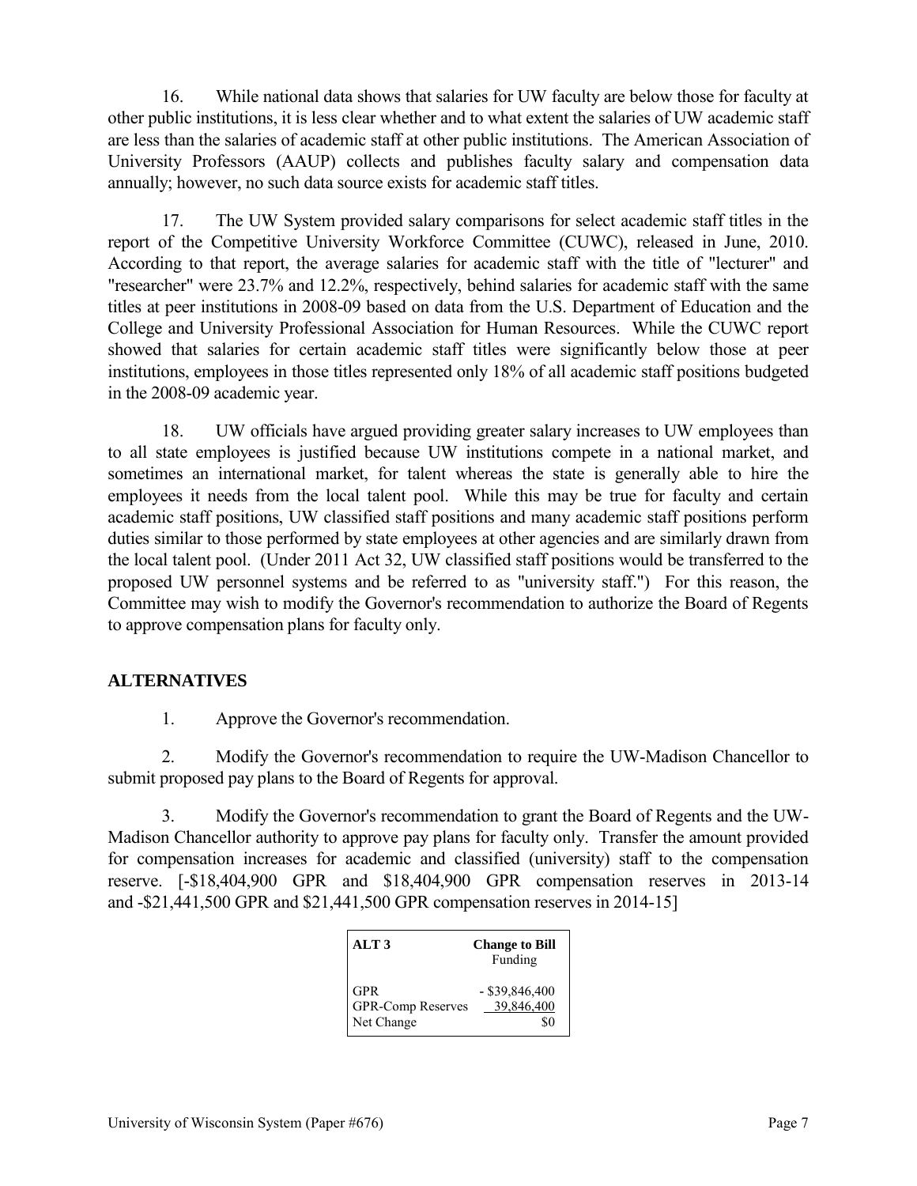16. While national data shows that salaries for UW faculty are below those for faculty at other public institutions, it is less clear whether and to what extent the salaries of UW academic staff are less than the salaries of academic staff at other public institutions. The American Association of University Professors (AAUP) collects and publishes faculty salary and compensation data annually; however, no such data source exists for academic staff titles.

17. The UW System provided salary comparisons for select academic staff titles in the report of the Competitive University Workforce Committee (CUWC), released in June, 2010. According to that report, the average salaries for academic staff with the title of "lecturer" and "researcher" were 23.7% and 12.2%, respectively, behind salaries for academic staff with the same titles at peer institutions in 2008-09 based on data from the U.S. Department of Education and the College and University Professional Association for Human Resources. While the CUWC report showed that salaries for certain academic staff titles were significantly below those at peer institutions, employees in those titles represented only 18% of all academic staff positions budgeted in the 2008-09 academic year.

18. UW officials have argued providing greater salary increases to UW employees than to all state employees is justified because UW institutions compete in a national market, and sometimes an international market, for talent whereas the state is generally able to hire the employees it needs from the local talent pool. While this may be true for faculty and certain academic staff positions, UW classified staff positions and many academic staff positions perform duties similar to those performed by state employees at other agencies and are similarly drawn from the local talent pool. (Under 2011 Act 32, UW classified staff positions would be transferred to the proposed UW personnel systems and be referred to as "university staff.") For this reason, the Committee may wish to modify the Governor's recommendation to authorize the Board of Regents to approve compensation plans for faculty only.

## ALTERNATIVES

1. Approve the Governor's recommendation.

2. Modify the Governor's recommendation to require the UW-Madison Chancellor to submit proposed pay plans to the Board of Regents for approval.

3. Modify the Governor's recommendation to grant the Board of Regents and the UW-Madison Chancellor authority to approve pay plans for faculty only. Transfer the amount provided for compensation increases for academic and classified (university) staff to the compensation reserve. [-$18,404,900 GPR and $18,404,900 GPR compensation reserves in 2013-14 and -$21,441,500 GPR and $21,441,500 GPR compensation reserves in 2014-15]

| ALT 3 | Change to Bill Funding |
|---|---|
| GPR | - $39,846,400 |
| GPR-Comp Reserves | 39,846,400 |
| Net Change | $0 |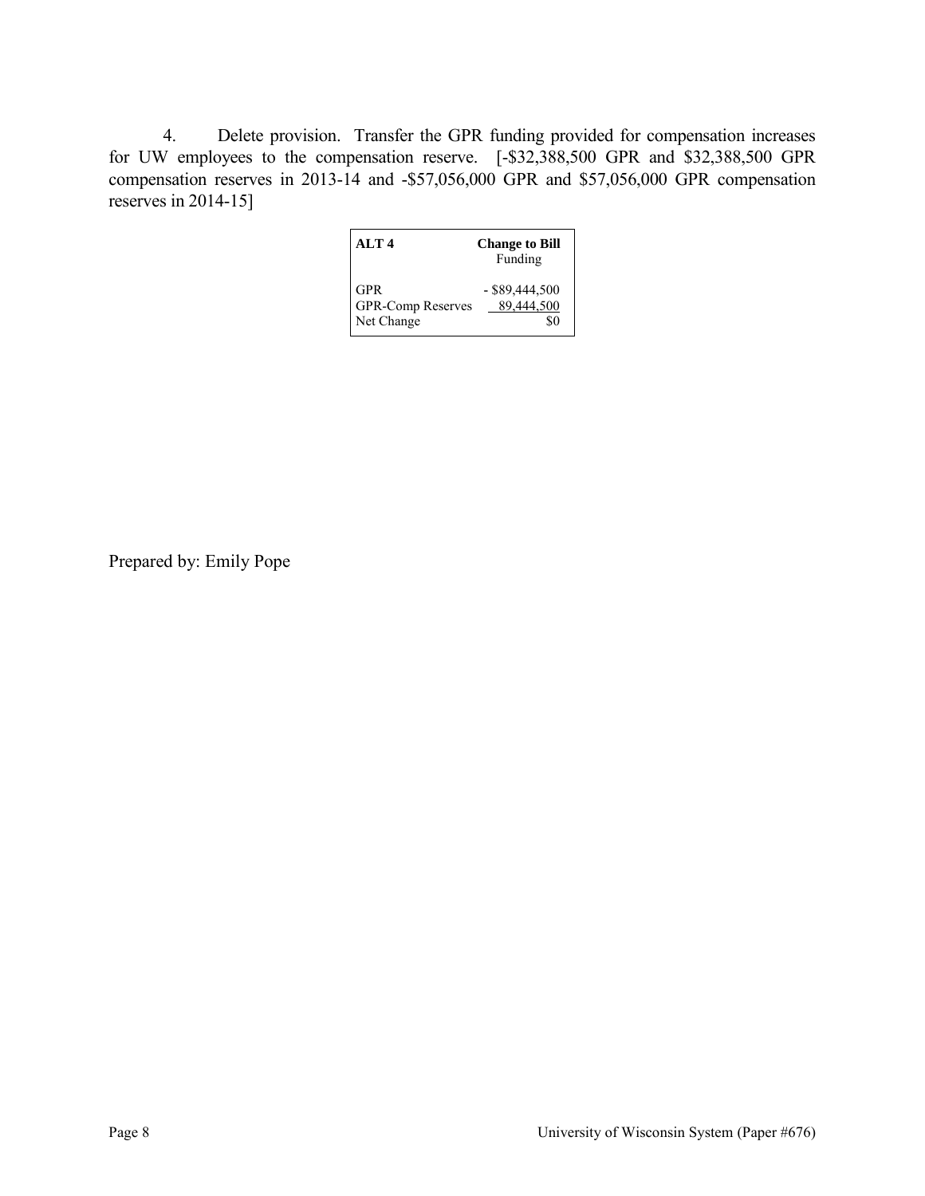4. Delete provision. Transfer the GPR funding provided for compensation increases for UW employees to the compensation reserve. [-$32,388,500 GPR and $32,388,500 GPR compensation reserves in 2013-14 and -$57,056,000 GPR and $57,056,000 GPR compensation reserves in 2014-15]

| **ALT 4** | **Change to Bill** Funding |
|---|---|
| GPR | - $89,444,500 |
| GPR-Comp Reserves | 89,444,500 |
| Net Change | $0 |

Prepared by: Emily Pope